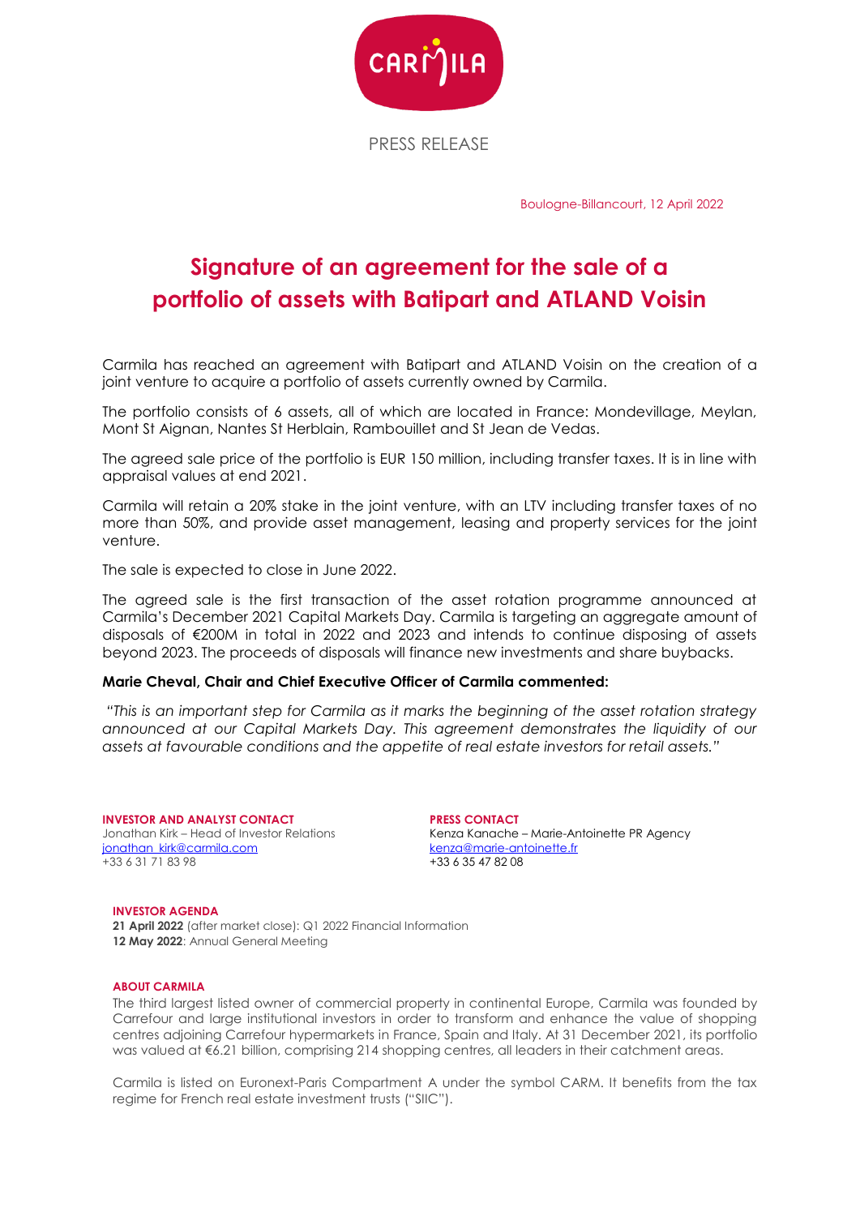PRESS RELEASE

Boulogne-Billancourt, 12 April 2022

# Signature of an agreement for the sale of a portfolio of assets with Batipart and ATLAND Voisin

Carmila has reached an agreement with Batipart and ATLAND Voisin on the creation of a joint venture to acquire a portfolio of assets currently owned by Carmila.

The portfolio consists of 6 assets, all of which are located in France: Mondevillage, Meylan, Mont St Aignan, Nantes St Herblain, Rambouillet and St Jean de Vedas.

The agreed sale price of the portfolio is EUR 150 million, including transfer taxes. It is in line with appraisal values at end 2021.

Carmila will retain a 20% stake in the joint venture, with an LTV including transfer taxes of no more than 50%, and provide asset management, leasing and property services for the joint venture.

The sale is expected to close in June 2022.

The agreed sale is the first transaction of the asset rotation programme announced at Carmila's December 2021 Capital Markets Day. Carmila is targeting an aggregate amount of disposals of €200M in total in 2022 and 2023 and intends to continue disposing of assets beyond 2023. The proceeds of disposals will finance new investments and share buybacks.

**Marie Cheval, Chair and Chief Executive Officer of Carmila commented:**

*"This is an important step for Carmila as it marks the beginning of the asset rotation strategy announced at our Capital Markets Day. This agreement demonstrates the liquidity of our assets at favourable conditions and the appetite of real estate investors for retail assets."*

**INVESTOR AND ANALYST CONTACT**
Jonathan Kirk – Head of Investor Relations
jonathan_kirk@carmila.com
+33 6 31 71 83 98

**PRESS CONTACT**
Kenza Kanache – Marie-Antoinette PR Agency
kenza@marie-antoinette.fr
+33 6 35 47 82 08

**INVESTOR AGENDA**
**21 April 2022** (after market close): Q1 2022 Financial Information
**12 May 2022**: Annual General Meeting

**ABOUT CARMILA**

The third largest listed owner of commercial property in continental Europe, Carmila was founded by Carrefour and large institutional investors in order to transform and enhance the value of shopping centres adjoining Carrefour hypermarkets in France, Spain and Italy. At 31 December 2021, its portfolio was valued at €6.21 billion, comprising 214 shopping centres, all leaders in their catchment areas.

Carmila is listed on Euronext-Paris Compartment A under the symbol CARM. It benefits from the tax regime for French real estate investment trusts ("SIIC").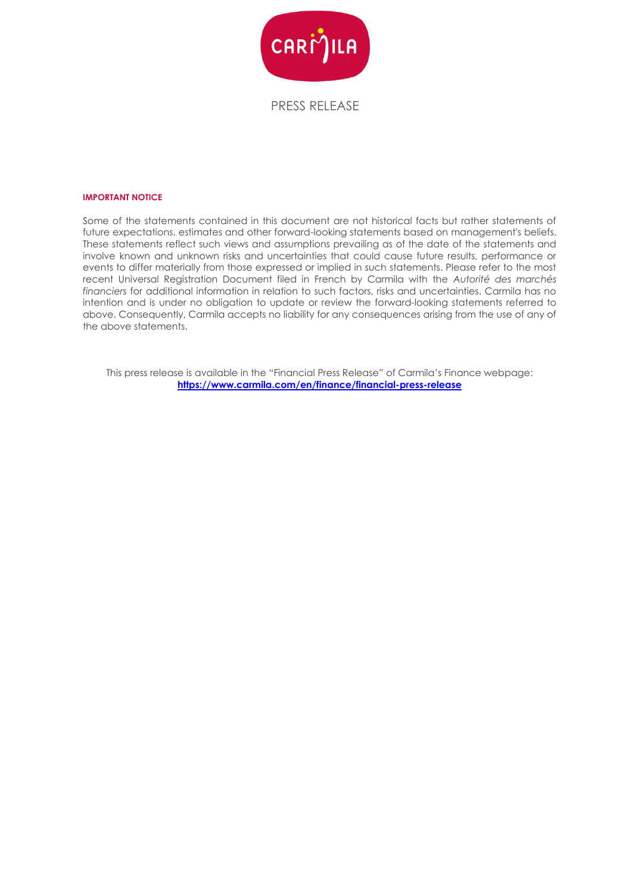PRESS RELEASE

**IMPORTANT NOTICE**

Some of the statements contained in this document are not historical facts but rather statements of future expectations, estimates and other forward-looking statements based on management's beliefs. These statements reflect such views and assumptions prevailing as of the date of the statements and involve known and unknown risks and uncertainties that could cause future results, performance or events to differ materially from those expressed or implied in such statements. Please refer to the most recent Universal Registration Document filed in French by Carmila with the *Autorité des marchés financiers* for additional information in relation to such factors, risks and uncertainties. Carmila has no intention and is under no obligation to update or review the forward-looking statements referred to above. Consequently, Carmila accepts no liability for any consequences arising from the use of any of the above statements.

This press release is available in the "Financial Press Release" of Carmila's Finance webpage:
**[https://www.carmila.com/en/finance/financial-press-release](https://www.carmila.com/en/finance/financial-press-release)**